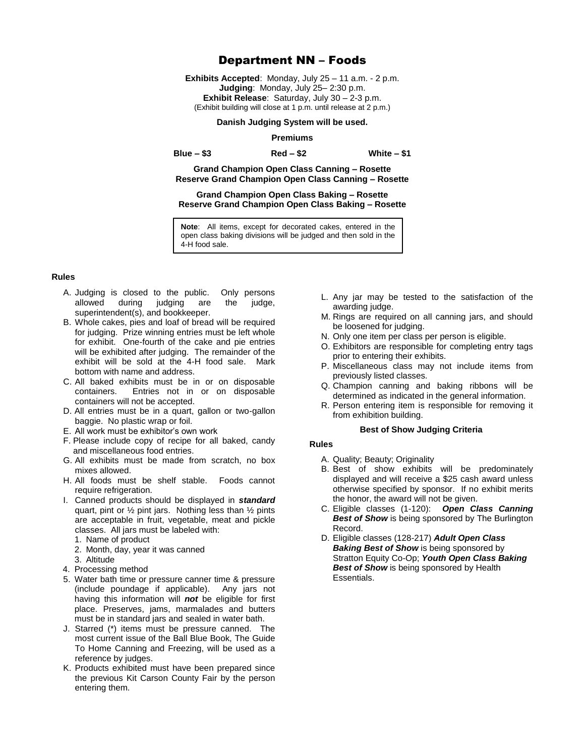# Department NN – Foods

**Exhibits Accepted**: Monday, July 25 – 11 a.m. - 2 p.m.
**Judging**: Monday, July 25– 2:30 p.m.
**Exhibit Release**: Saturday, July 30 – 2-3 p.m.
(Exhibit building will close at 1 p.m. until release at 2 p.m.)

**Danish Judging System will be used.**

**Premiums**

**Blue – $3** **Red – $2** **White – $1**

**Grand Champion Open Class Canning – Rosette**
**Reserve Grand Champion Open Class Canning – Rosette**

**Grand Champion Open Class Baking – Rosette**
**Reserve Grand Champion Open Class Baking – Rosette**

> **Note**: All items, except for decorated cakes, entered in the open class baking divisions will be judged and then sold in the 4-H food sale.

### Rules

A. Judging is closed to the public. Only persons allowed during judging are the judge, superintendent(s), and bookkeeper.
B. Whole cakes, pies and loaf of bread will be required for judging. Prize winning entries must be left whole for exhibit. One-fourth of the cake and pie entries will be exhibited after judging. The remainder of the exhibit will be sold at the 4-H food sale. Mark bottom with name and address.
C. All baked exhibits must be in or on disposable containers. Entries not in or on disposable containers will not be accepted.
D. All entries must be in a quart, gallon or two-gallon baggie. No plastic wrap or foil.
E. All work must be exhibitor's own work
F. Please include copy of recipe for all baked, candy and miscellaneous food entries.
G. All exhibits must be made from scratch, no box mixes allowed.
H. All foods must be shelf stable. Foods cannot require refrigeration.
I. Canned products should be displayed in ***standard*** quart, pint or ½ pint jars. Nothing less than ½ pints are acceptable in fruit, vegetable, meat and pickle classes. All jars must be labeled with:
   1. Name of product
   2. Month, day, year it was canned
   3. Altitude
   4. Processing method
   5. Water bath time or pressure canner time & pressure (include poundage if applicable). Any jars not having this information will ***not*** be eligible for first place. Preserves, jams, marmalades and butters must be in standard jars and sealed in water bath.
J. Starred (*) items must be pressure canned. The most current issue of the Ball Blue Book, The Guide To Home Canning and Freezing, will be used as a reference by judges.
K. Products exhibited must have been prepared since the previous Kit Carson County Fair by the person entering them.
L. Any jar may be tested to the satisfaction of the awarding judge.
M. Rings are required on all canning jars, and should be loosened for judging.
N. Only one item per class per person is eligible.
O. Exhibitors are responsible for completing entry tags prior to entering their exhibits.
P. Miscellaneous class may not include items from previously listed classes.
Q. Champion canning and baking ribbons will be determined as indicated in the general information.
R. Person entering item is responsible for removing it from exhibition building.

**Best of Show Judging Criteria**

### Rules

A. Quality; Beauty; Originality
B. Best of show exhibits will be predominately displayed and will receive a $25 cash award unless otherwise specified by sponsor. If no exhibit merits the honor, the award will not be given.
C. Eligible classes (1-120): ***Open Class Canning Best of Show*** is being sponsored by The Burlington Record.
D. Eligible classes (128-217) ***Adult Open Class Baking Best of Show*** is being sponsored by Stratton Equity Co-Op; ***Youth Open Class Baking Best of Show*** is being sponsored by Health Essentials.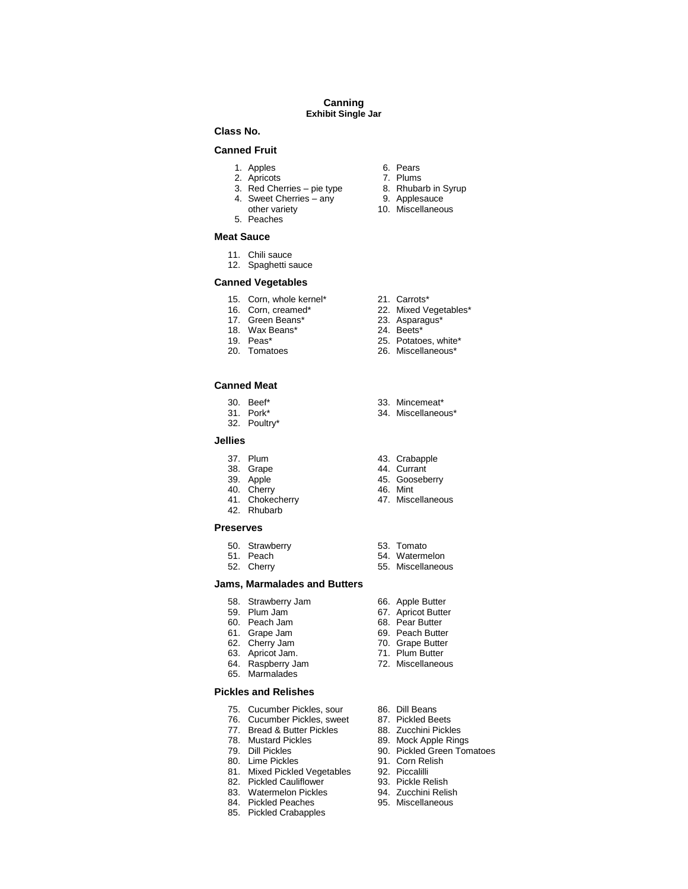# Canning

## Exhibit Single Jar

**Class No.**

### Canned Fruit

1. Apples
2. Apricots
3. Red Cherries – pie type
4. Sweet Cherries – any other variety
5. Peaches
6. Pears
7. Plums
8. Rhubarb in Syrup
9. Applesauce
10. Miscellaneous

### Meat Sauce

11. Chili sauce
12. Spaghetti sauce

### Canned Vegetables

15. Corn, whole kernel*
16. Corn, creamed*
17. Green Beans*
18. Wax Beans*
19. Peas*
20. Tomatoes
21. Carrots*
22. Mixed Vegetables*
23. Asparagus*
24. Beets*
25. Potatoes, white*
26. Miscellaneous*

### Canned Meat

30. Beef*
31. Pork*
32. Poultry*
33. Mincemeat*
34. Miscellaneous*

### Jellies

37. Plum
38. Grape
39. Apple
40. Cherry
41. Chokecherry
42. Rhubarb
43. Crabapple
44. Currant
45. Gooseberry
46. Mint
47. Miscellaneous

### Preserves

50. Strawberry
51. Peach
52. Cherry
53. Tomato
54. Watermelon
55. Miscellaneous

### Jams, Marmalades and Butters

58. Strawberry Jam
59. Plum Jam
60. Peach Jam
61. Grape Jam
62. Cherry Jam
63. Apricot Jam.
64. Raspberry Jam
65. Marmalades
66. Apple Butter
67. Apricot Butter
68. Pear Butter
69. Peach Butter
70. Grape Butter
71. Plum Butter
72. Miscellaneous

### Pickles and Relishes

75. Cucumber Pickles, sour
76. Cucumber Pickles, sweet
77. Bread & Butter Pickles
78. Mustard Pickles
79. Dill Pickles
80. Lime Pickles
81. Mixed Pickled Vegetables
82. Pickled Cauliflower
83. Watermelon Pickles
84. Pickled Peaches
85. Pickled Crabapples
86. Dill Beans
87. Pickled Beets
88. Zucchini Pickles
89. Mock Apple Rings
90. Pickled Green Tomatoes
91. Corn Relish
92. Piccalilli
93. Pickle Relish
94. Zucchini Relish
95. Miscellaneous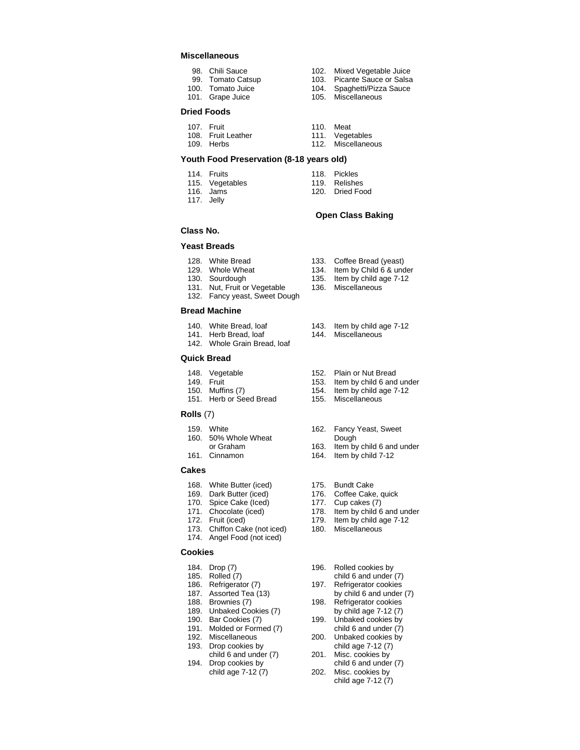### Miscellaneous

98. Chili Sauce
99. Tomato Catsup
100. Tomato Juice
101. Grape Juice
102. Mixed Vegetable Juice
103. Picante Sauce or Salsa
104. Spaghetti/Pizza Sauce
105. Miscellaneous

### Dried Foods

107. Fruit
108. Fruit Leather
109. Herbs
110. Meat
111. Vegetables
112. Miscellaneous

### Youth Food Preservation (8-18 years old)

114. Fruits
115. Vegetables
116. Jams
117. Jelly
118. Pickles
119. Relishes
120. Dried Food

## Open Class Baking

### Class No.

### Yeast Breads

128. White Bread
129. Whole Wheat
130. Sourdough
131. Nut, Fruit or Vegetable
132. Fancy yeast, Sweet Dough
133. Coffee Bread (yeast)
134. Item by Child 6 & under
135. Item by child age 7-12
136. Miscellaneous

### Bread Machine

140. White Bread, loaf
141. Herb Bread, loaf
142. Whole Grain Bread, loaf
143. Item by child age 7-12
144. Miscellaneous

### Quick Bread

148. Vegetable
149. Fruit
150. Muffins (7)
151. Herb or Seed Bread
152. Plain or Nut Bread
153. Item by child 6 and under
154. Item by child age 7-12
155. Miscellaneous

### Rolls (7)

159. White
160. 50% Whole Wheat or Graham
161. Cinnamon
162. Fancy Yeast, Sweet Dough
163. Item by child 6 and under
164. Item by child 7-12

### Cakes

168. White Butter (iced)
169. Dark Butter (iced)
170. Spice Cake (Iced)
171. Chocolate (iced)
172. Fruit (iced)
173. Chiffon Cake (not iced)
174. Angel Food (not iced)
175. Bundt Cake
176. Coffee Cake, quick
177. Cup cakes (7)
178. Item by child 6 and under
179. Item by child age 7-12
180. Miscellaneous

### Cookies

184. Drop (7)
185. Rolled (7)
186. Refrigerator (7)
187. Assorted Tea (13)
188. Brownies (7)
189. Unbaked Cookies (7)
190. Bar Cookies (7)
191. Molded or Formed (7)
192. Miscellaneous
193. Drop cookies by child 6 and under (7)
194. Drop cookies by child age 7-12 (7)
196. Rolled cookies by child 6 and under (7)
197. Refrigerator cookies by child 6 and under (7)
198. Refrigerator cookies by child age 7-12 (7)
199. Unbaked cookies by child 6 and under (7)
200. Unbaked cookies by child age 7-12 (7)
201. Misc. cookies by child 6 and under (7)
202. Misc. cookies by child age 7-12 (7)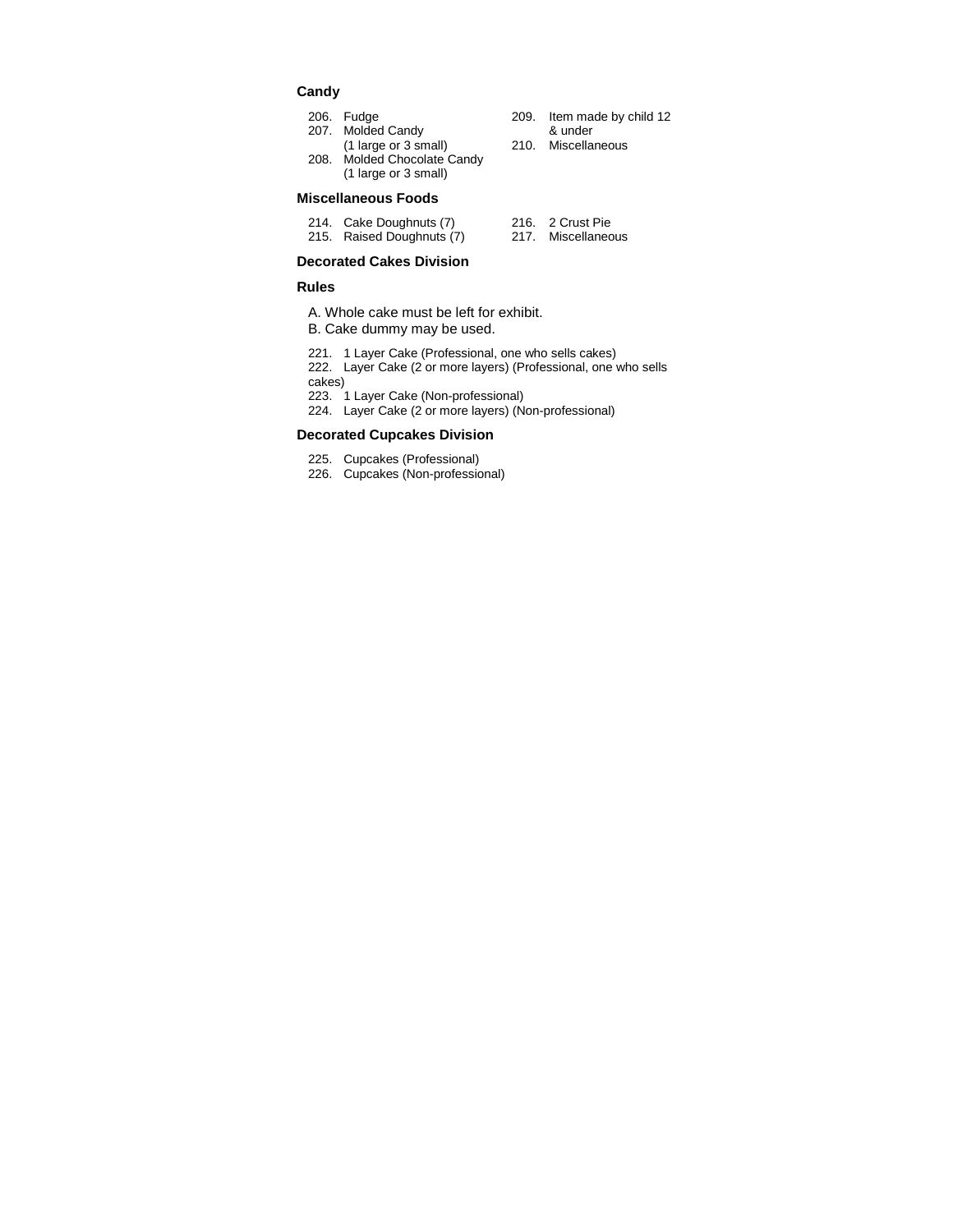### Candy

206. Fudge
207. Molded Candy (1 large or 3 small)
208. Molded Chocolate Candy (1 large or 3 small)
209. Item made by child 12 & under
210. Miscellaneous

### Miscellaneous Foods

214. Cake Doughnuts (7)
215. Raised Doughnuts (7)
216. 2 Crust Pie
217. Miscellaneous

### Decorated Cakes Division

### Rules

A. Whole cake must be left for exhibit.
B. Cake dummy may be used.

221. 1 Layer Cake (Professional, one who sells cakes)
222. Layer Cake (2 or more layers) (Professional, one who sells cakes)
223. 1 Layer Cake (Non-professional)
224. Layer Cake (2 or more layers) (Non-professional)

### Decorated Cupcakes Division

225. Cupcakes (Professional)
226. Cupcakes (Non-professional)